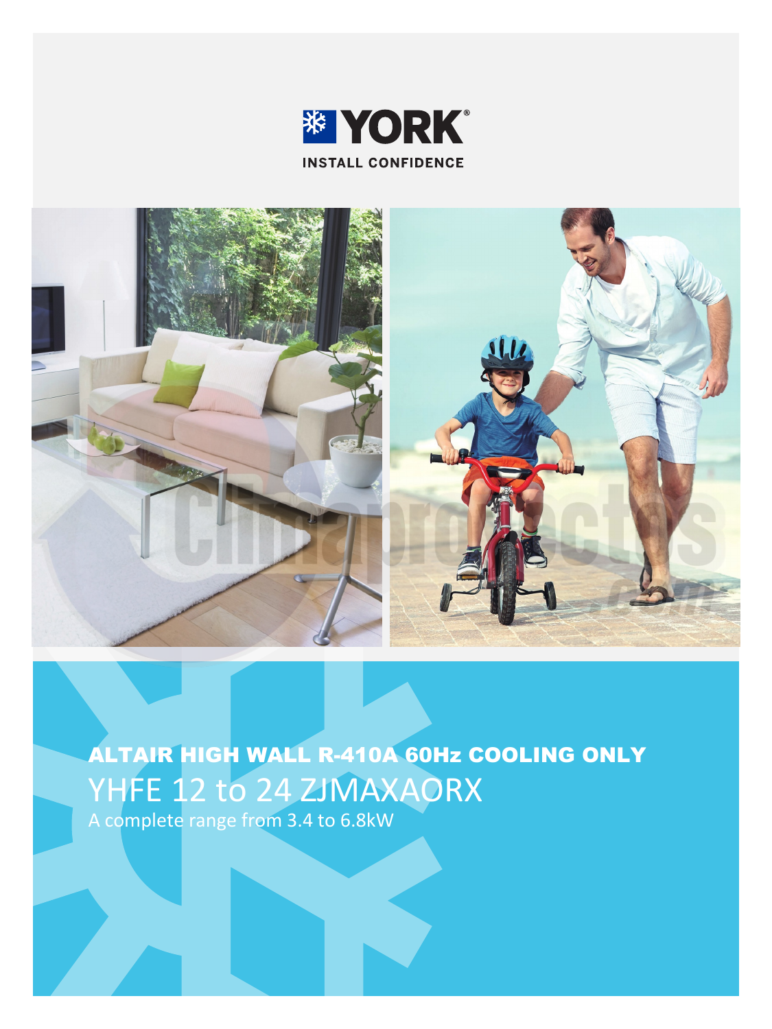YORK®

INSTALL CONFIDENCE

# ALTAIR HIGH WALL R-410A 60Hz COOLING ONLY

## YHFE 12 to 24 ZJMAXAORX

A complete range from 3.4 to 6.8kW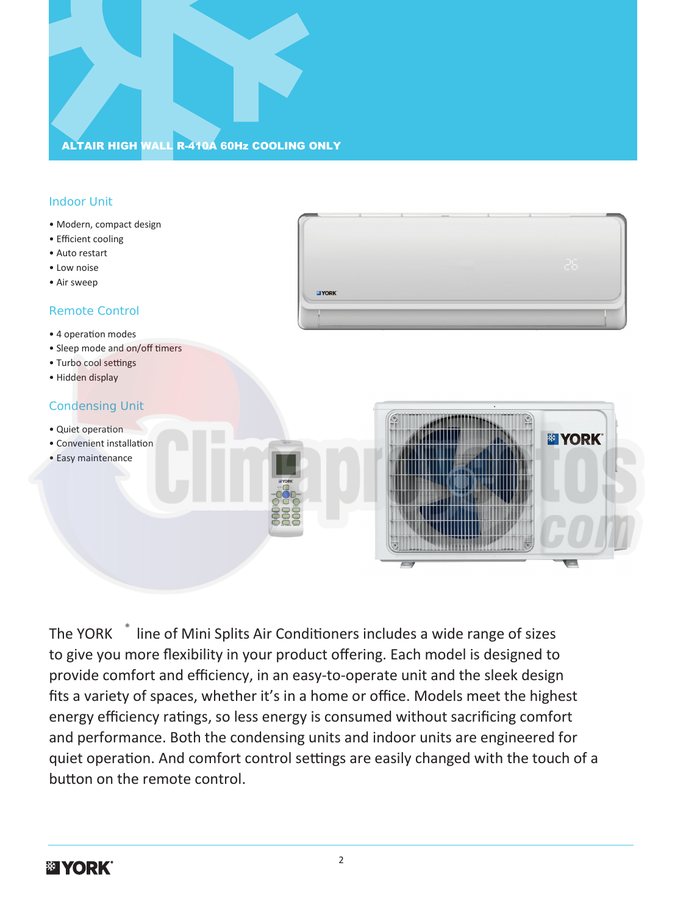# ALTAIR HIGH WALL R-410A 60Hz COOLING ONLY

## Indoor Unit

- Modern, compact design
- Efficient cooling
- Auto restart
- Low noise
- Air sweep

## Remote Control

- 4 operation modes
- Sleep mode and on/off timers
- Turbo cool settings
- Hidden display

## Condensing Unit

- Quiet operation
- Convenient installation
- Easy maintenance

The YORK® line of Mini Splits Air Conditioners includes a wide range of sizes to give you more flexibility in your product offering. Each model is designed to provide comfort and efficiency, in an easy-to-operate unit and the sleek design fits a variety of spaces, whether it's in a home or office. Models meet the highest energy efficiency ratings, so less energy is consumed without sacrificing comfort and performance. Both the condensing units and indoor units are engineered for quiet operation. And comfort control settings are easily changed with the touch of a button on the remote control.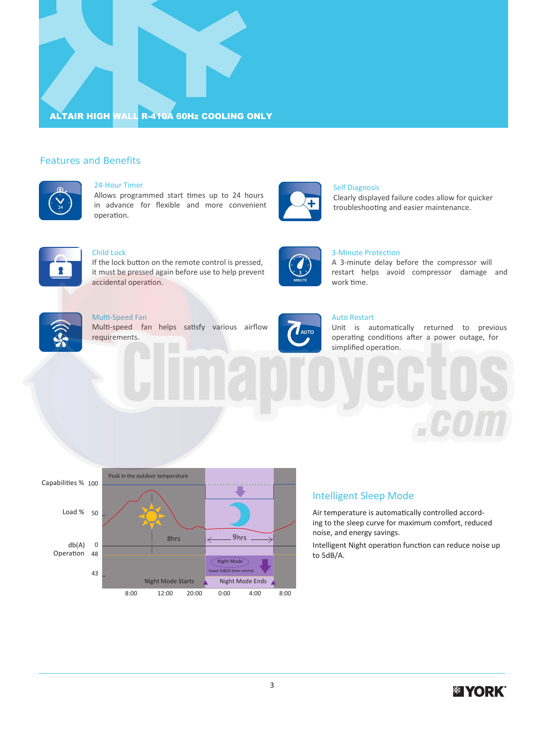ALTAIR HIGH WALL R-410A 60Hz COOLING ONLY

## Features and Benefits

### 24-Hour Timer

Allows programmed start times up to 24 hours in advance for flexible and more convenient operation.

### Self Diagnosis

Clearly displayed failure codes allow for quicker troubleshooting and easier maintenance.

### Child Lock

If the lock button on the remote control is pressed, it must be pressed again before use to help prevent accidental operation.

### 3-Minute Protection

A 3-minute delay before the compressor will restart helps avoid compressor damage and work time.

### Multi-Speed Fan

Multi-speed fan helps satisfy various airflow requirements.

### Auto Restart

Unit is automatically returned to previous operating conditions after a power outage, for simplified operation.

Capabilities % 100
Load % 50
db(A) 0
Operation 48
43

Peak in the outdoor temperature
8hrs
9hrs
Night Mode
lower 5dB/A than normal
Night Mode Starts
Night Mode Ends

8:00 12:00 20:00 0:00 4:00 8:00

### Intelligent Sleep Mode

Air temperature is automatically controlled according to the sleep curve for maximum comfort, reduced noise, and energy savings.

Intelligent Night operation function can reduce noise up to 5dB/A.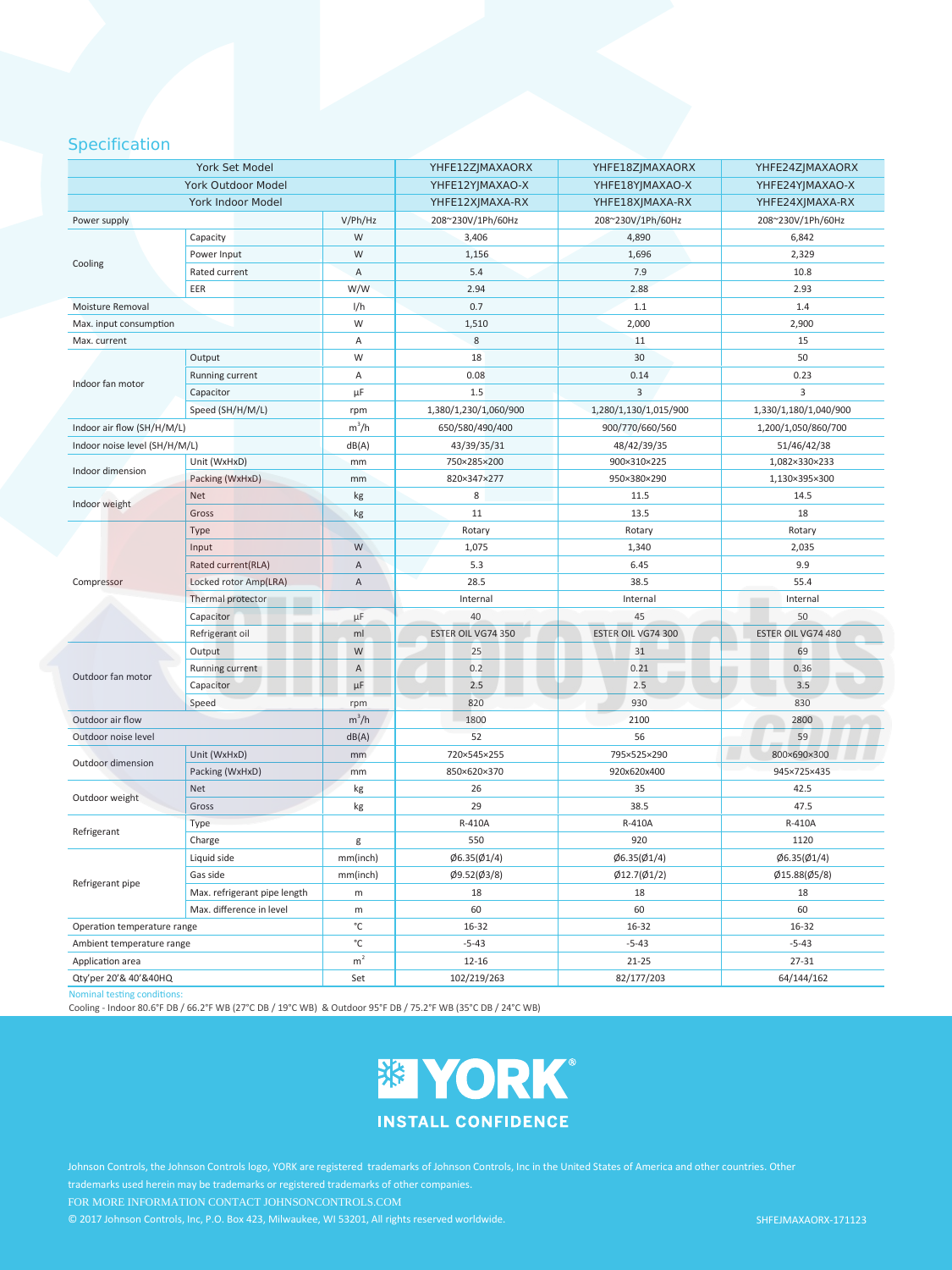## Specification

| York Set Model | | | YHFE12ZJMAXAORX | YHFE18ZJMAXAORX | YHFE24ZJMAXAORX |
|---|---|---|---|---|---|
| York Outdoor Model | | | YHFE12YJMAXAO-X | YHFE18YJMAXAO-X | YHFE24YJMAXAO-X |
| York Indoor Model | | | YHFE12XJMAXA-RX | YHFE18XJMAXA-RX | YHFE24XJMAXA-RX |
| Power supply | | V/Ph/Hz | 208~230V/1Ph/60Hz | 208~230V/1Ph/60Hz | 208~230V/1Ph/60Hz |
| Cooling | Capacity | W | 3,406 | 4,890 | 6,842 |
| | Power Input | W | 1,156 | 1,696 | 2,329 |
| | Rated current | A | 5.4 | 7.9 | 10.8 |
| | EER | W/W | 2.94 | 2.88 | 2.93 |
| Moisture Removal | | l/h | 0.7 | 1.1 | 1.4 |
| Max. input consumption | | W | 1,510 | 2,000 | 2,900 |
| Max. current | | A | 8 | 11 | 15 |
| Indoor fan motor | Output | W | 18 | 30 | 50 |
| | Running current | A | 0.08 | 0.14 | 0.23 |
| | Capacitor | μF | 1.5 | 3 | 3 |
| | Speed (SH/H/M/L) | rpm | 1,380/1,230/1,060/900 | 1,280/1,130/1,015/900 | 1,330/1,180/1,040/900 |
| Indoor air flow (SH/H/M/L) | | $m^3/h$ | 650/580/490/400 | 900/770/660/560 | 1,200/1,050/860/700 |
| Indoor noise level (SH/H/M/L) | | dB(A) | 43/39/35/31 | 48/42/39/35 | 51/46/42/38 |
| Indoor dimension | Unit (WxHxD) | mm | 750×285×200 | 900×310×225 | 1,082×330×233 |
| | Packing (WxHxD) | mm | 820×347×277 | 950×380×290 | 1,130×395×300 |
| Indoor weight | Net | kg | 8 | 11.5 | 14.5 |
| | Gross | kg | 11 | 13.5 | 18 |
| Compressor | Type | | Rotary | Rotary | Rotary |
| | Input | W | 1,075 | 1,340 | 2,035 |
| | Rated current(RLA) | A | 5.3 | 6.45 | 9.9 |
| | Locked rotor Amp(LRA) | A | 28.5 | 38.5 | 55.4 |
| | Thermal protector | | Internal | Internal | Internal |
| | Capacitor | μF | 40 | 45 | 50 |
| | Refrigerant oil | ml | ESTER OIL VG74 350 | ESTER OIL VG74 300 | ESTER OIL VG74 480 |
| Outdoor fan motor | Output | W | 25 | 31 | 69 |
| | Running current | A | 0.2 | 0.21 | 0.36 |
| | Capacitor | μF | 2.5 | 2.5 | 3.5 |
| | Speed | rpm | 820 | 930 | 830 |
| Outdoor air flow | | $m^3/h$ | 1800 | 2100 | 2800 |
| Outdoor noise level | | dB(A) | 52 | 56 | 59 |
| Outdoor dimension | Unit (WxHxD) | mm | 720×545×255 | 795×525×290 | 800×690×300 |
| | Packing (WxHxD) | mm | 850×620×370 | 920x620x400 | 945×725×435 |
| Outdoor weight | Net | kg | 26 | 35 | 42.5 |
| | Gross | kg | 29 | 38.5 | 47.5 |
| Refrigerant | Type | | R-410A | R-410A | R-410A |
| | Charge | g | 550 | 920 | 1120 |
| Refrigerant pipe | Liquid side | mm(inch) | Ø6.35(Ø1/4) | Ø6.35(Ø1/4) | Ø6.35(Ø1/4) |
| | Gas side | mm(inch) | Ø9.52(Ø3/8) | Ø12.7(Ø1/2) | Ø15.88(Ø5/8) |
| | Max. refrigerant pipe length | m | 18 | 18 | 18 |
| | Max. difference in level | m | 60 | 60 | 60 |
| Operation temperature range | | °C | 16-32 | 16-32 | 16-32 |
| Ambient temperature range | | °C | -5-43 | -5-43 | -5-43 |
| Application area | | $m^2$ | 12-16 | 21-25 | 27-31 |
| Qty'per 20'& 40'&40HQ | | Set | 102/219/263 | 82/177/203 | 64/144/162 |

Nominal testing conditions:

Cooling - Indoor 80.6°F DB / 66.2°F WB (27°C DB / 19°C WB) & Outdoor 95°F DB / 75.2°F WB (35°C DB / 24°C WB)

YORK®

INSTALL CONFIDENCE

Johnson Controls, the Johnson Controls logo, YORK are registered trademarks of Johnson Controls, Inc in the United States of America and other countries. Other trademarks used herein may be trademarks or registered trademarks of other companies.

FOR MORE INFORMATION CONTACT JOHNSONCONTROLS.COM

© 2017 Johnson Controls, Inc, P.O. Box 423, Milwaukee, WI 53201, All rights reserved worldwide.

SHFEJMAXAORX-171123